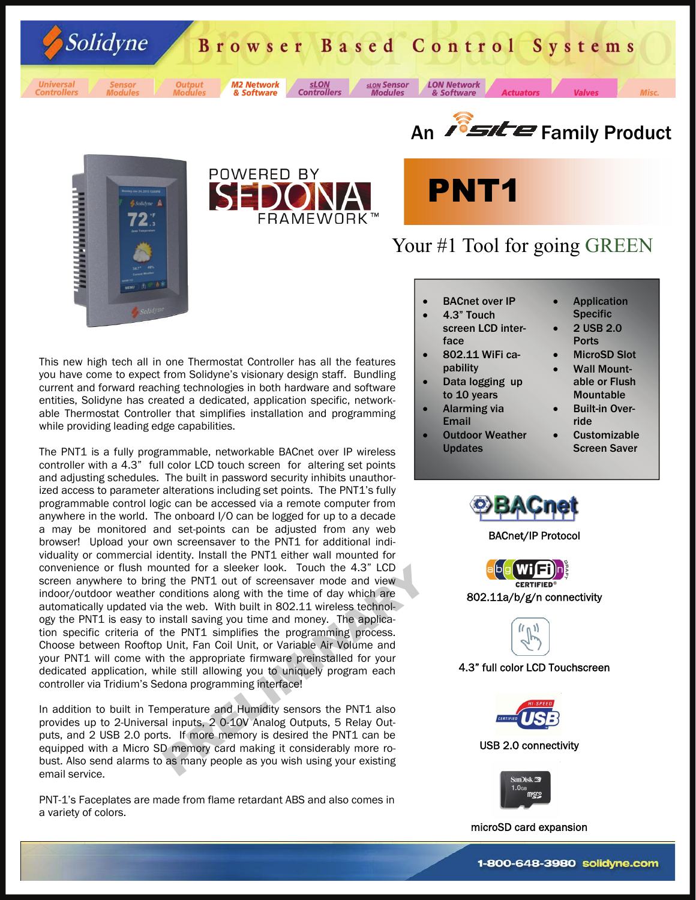# Solidyne Browser Based Control Systems

Universal Controllers | Sensor Modules | Output Modules | M2 Network & Software | sLON Controllers | sLON Sensor Modules | LON Network & Software | Actuators | Valves | Misc.

An iSite Family Product

POWERED BY SEDONA FRAMEWORK™

# PNT1

## Your #1 Tool for going GREEN

- BACnet over IP
- 4.3" Touch screen LCD interface
- 802.11 WiFi capability
- Data logging up to 10 years
- Alarming via Email
- Outdoor Weather Updates
- Application Specific
- 2 USB 2.0 Ports
- MicroSD Slot
- Wall Mountable or Flush Mountable
- Built-in Override
- Customizable Screen Saver

This new high tech all in one Thermostat Controller has all the features you have come to expect from Solidyne's visionary design staff. Bundling current and forward reaching technologies in both hardware and software entities, Solidyne has created a dedicated, application specific, networkable Thermostat Controller that simplifies installation and programming while providing leading edge capabilities.

The PNT1 is a fully programmable, networkable BACnet over IP wireless controller with a 4.3" full color LCD touch screen for altering set points and adjusting schedules. The built in password security inhibits unauthorized access to parameter alterations including set points. The PNT1's fully programmable control logic can be accessed via a remote computer from anywhere in the world. The onboard I/O can be logged for up to a decade a may be monitored and set-points can be adjusted from any web browser! Upload your own screensaver to the PNT1 for additional individuality or commercial identity. Install the PNT1 either wall mounted for convenience or flush mounted for a sleeker look. Touch the 4.3" LCD screen anywhere to bring the PNT1 out of screensaver mode and view indoor/outdoor weather conditions along with the time of day which are automatically updated via the web. With built in 802.11 wireless technology the PNT1 is easy to install saving you time and money. The application specific criteria of the PNT1 simplifies the programming process. Choose between Rooftop Unit, Fan Coil Unit, or Variable Air Volume and your PNT1 will come with the appropriate firmware preinstalled for your dedicated application, while still allowing you to uniquely program each controller via Tridium's Sedona programming interface!

In addition to built in Temperature and Humidity sensors the PNT1 also provides up to 2-Universal inputs, 2 0-10V Analog Outputs, 5 Relay Outputs, and 2 USB 2.0 ports. If more memory is desired the PNT1 can be equipped with a Micro SD memory card making it considerably more robust. Also send alarms to as many people as you wish using your existing email service.

PNT-1's Faceplates are made from flame retardant ABS and also comes in a variety of colors.

PRELIMINARY

BACnet/IP Protocol

802.11a/b/g/n connectivity

4.3" full color LCD Touchscreen

USB 2.0 connectivity

microSD card expansion

1-800-648-3980 solidyne.com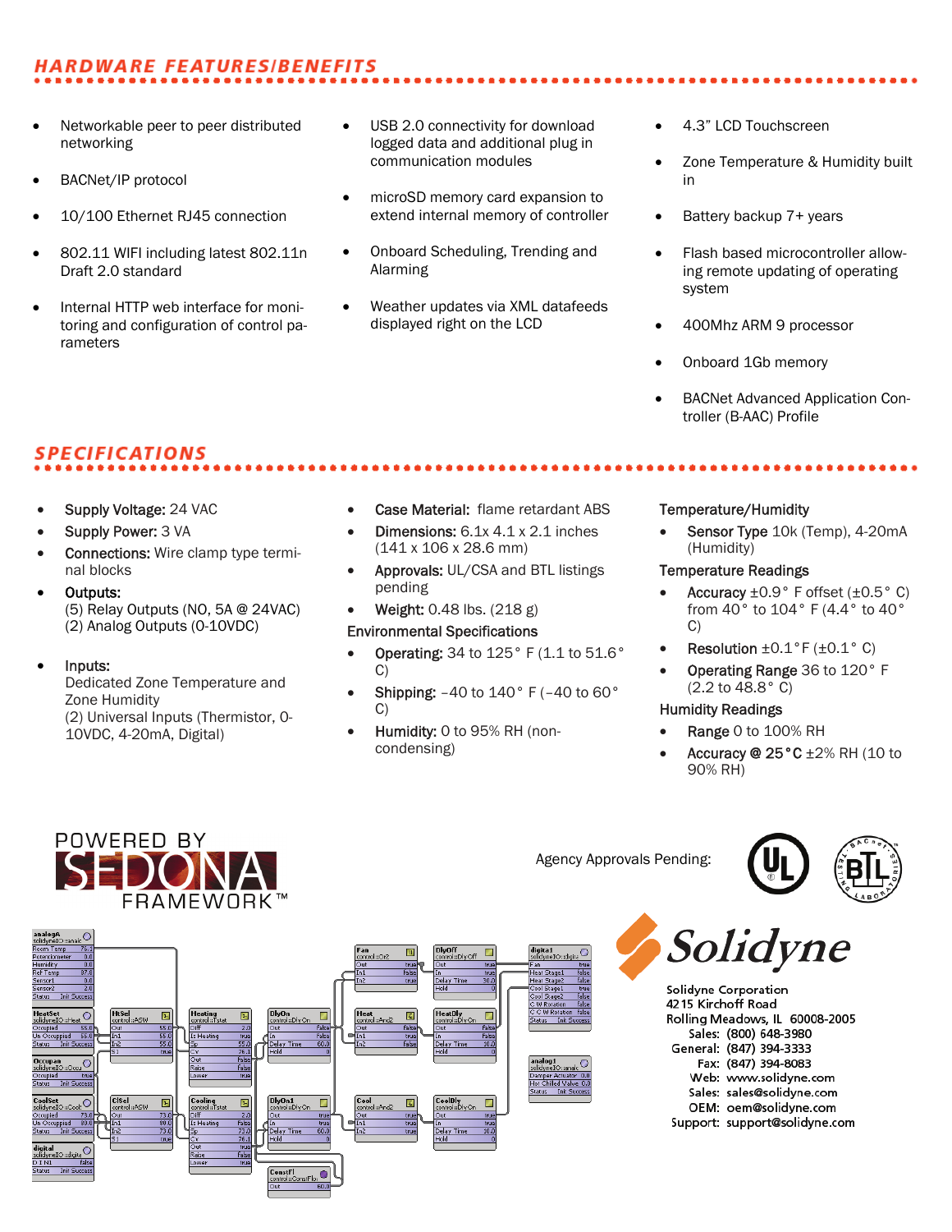## HARDWARE FEATURES/BENEFITS

- Networkable peer to peer distributed networking
- BACNet/IP protocol
- 10/100 Ethernet RJ45 connection
- 802.11 WIFI including latest 802.11n Draft 2.0 standard
- Internal HTTP web interface for monitoring and configuration of control parameters
- USB 2.0 connectivity for download logged data and additional plug in communication modules
- microSD memory card expansion to extend internal memory of controller
- Onboard Scheduling, Trending and Alarming
- Weather updates via XML datafeeds displayed right on the LCD
- 4.3" LCD Touchscreen
- Zone Temperature & Humidity built in
- Battery backup 7+ years
- Flash based microcontroller allowing remote updating of operating system
- 400Mhz ARM 9 processor
- Onboard 1Gb memory
- BACNet Advanced Application Controller (B-AAC) Profile

## SPECIFICATIONS

- **Supply Voltage:** 24 VAC
- **Supply Power:** 3 VA
- **Connections:** Wire clamp type terminal blocks
- **Outputs:**
  (5) Relay Outputs (NO, 5A @ 24VAC)
  (2) Analog Outputs (0-10VDC)
- **Inputs:**
  Dedicated Zone Temperature and Zone Humidity
  (2) Universal Inputs (Thermistor, 0-10VDC, 4-20mA, Digital)

- **Case Material:** flame retardant ABS
- **Dimensions:** 6.1x 4.1 x 2.1 inches (141 x 106 x 28.6 mm)
- **Approvals:** UL/CSA and BTL listings pending
- **Weight:** 0.48 lbs. (218 g)

**Environmental Specifications**

- **Operating:** 34 to 125° F (1.1 to 51.6° C)
- **Shipping:** –40 to 140° F (–40 to 60° C)
- **Humidity:** 0 to 95% RH (non-condensing)

**Temperature/Humidity**

- **Sensor Type** 10k (Temp), 4-20mA (Humidity)

**Temperature Readings**

- **Accuracy** ±0.9° F offset (±0.5° C) from 40° to 104° F (4.4° to 40° C)
- **Resolution** ±0.1°F (±0.1° C)
- **Operating Range** 36 to 120° F (2.2 to 48.8° C)

**Humidity Readings**

- **Range** 0 to 100% RH
- **Accuracy @ 25°C** ±2% RH (10 to 90% RH)

POWERED BY SEDONA FRAMEWORK™

Agency Approvals Pending:

Solidyne

Solidyne Corporation
4215 Kirchoff Road
Rolling Meadows, IL 60008-2005
Sales: (800) 648-3980
General: (847) 394-3333
Fax: (847) 394-8083
Web: www.solidyne.com
Sales: sales@solidyne.com
OEM: oem@solidyne.com
Support: support@solidyne.com